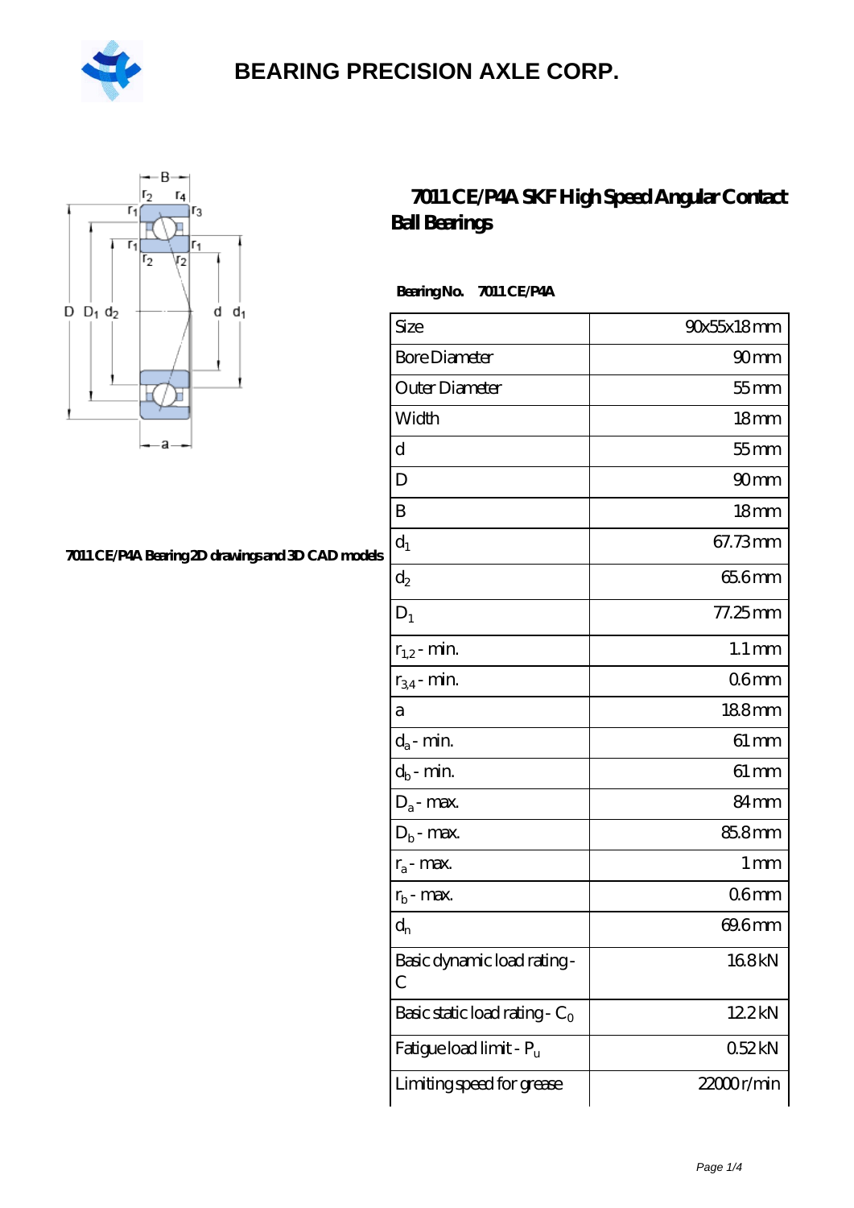# BEARING PRECISION AXLE CORP.

## 7011 CE/P4A SKF High Speed Angular Contact Ball Bearings

**Bearing No. 7011 CE/P4A**

7011 CE/P4A Bearing 2D drawings and 3D CAD models

| | |
|---|---|
| Size | 90x55x18 mm |
| Bore Diameter | 90 mm |
| Outer Diameter | 55 mm |
| Width | 18 mm |
| d | 55 mm |
| D | 90 mm |
| B | 18 mm |
| $d_1$ | 67.73 mm |
| $d_2$ | 65.6 mm |
| $D_1$ | 77.25 mm |
| $r_{1,2}$ - min. | 1.1 mm |
| $r_{3,4}$ - min. | 0.6 mm |
| a | 18.8 mm |
| $d_a$ - min. | 61 mm |
| $d_b$ - min. | 61 mm |
| $D_a$ - max. | 84 mm |
| $D_b$ - max. | 85.8 mm |
| $r_a$ - max. | 1 mm |
| $r_b$ - max. | 0.6 mm |
| $d_n$ | 69.6 mm |
| Basic dynamic load rating - C | 16.8 kN |
| Basic static load rating - $C_0$ | 12.2 kN |
| Fatigue load limit - $P_u$ | 0.52 kN |
| Limiting speed for grease | 22000 r/min |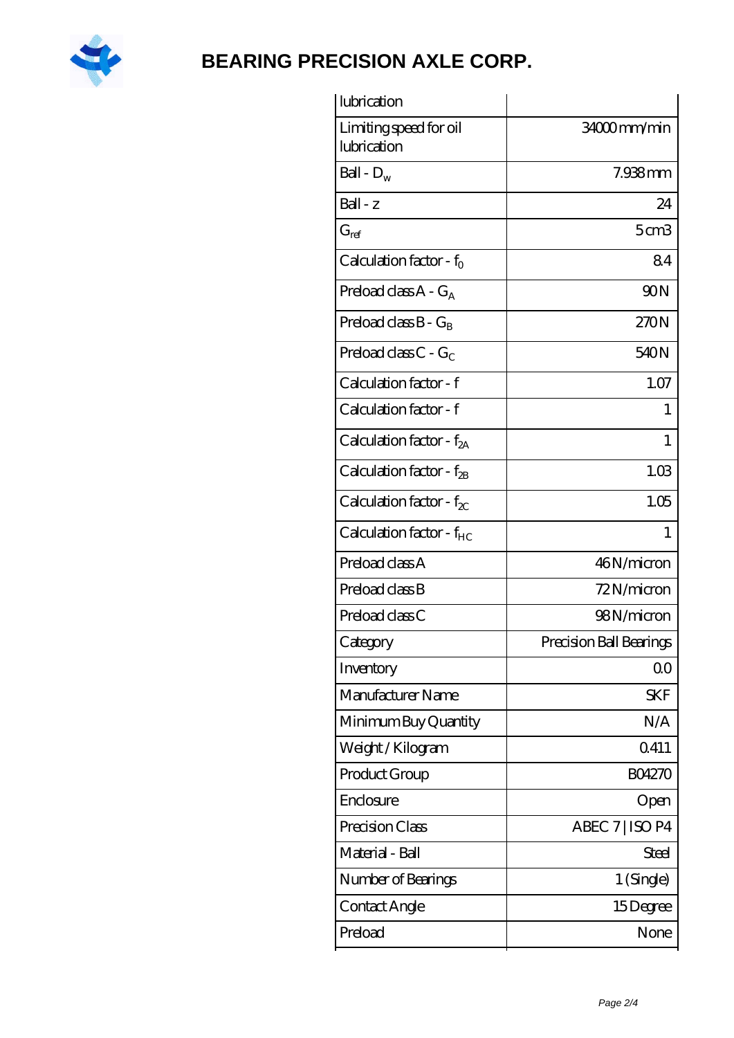| | |
|---|---|
| lubrication | |
| Limiting speed for oil lubrication | 34000 mm/min |
| Ball - $D_w$ | 7.938 mm |
| Ball - z | 24 |
| $G_{ref}$ | 5 cm3 |
| Calculation factor - $f_0$ | 8.4 |
| Preload class A - $G_A$ | 90 N |
| Preload class B - $G_B$ | 270 N |
| Preload class C - $G_C$ | 540 N |
| Calculation factor - f | 1.07 |
| Calculation factor - f | 1 |
| Calculation factor - $f_{2A}$ | 1 |
| Calculation factor - $f_{2B}$ | 1.03 |
| Calculation factor - $f_{2C}$ | 1.05 |
| Calculation factor - $f_{HC}$ | 1 |
| Preload class A | 46 N/micron |
| Preload class B | 72 N/micron |
| Preload class C | 98 N/micron |
| Category | Precision Ball Bearings |
| Inventory | 0.0 |
| Manufacturer Name | SKF |
| Minimum Buy Quantity | N/A |
| Weight / Kilogram | 0.411 |
| Product Group | B04270 |
| Enclosure | Open |
| Precision Class | ABEC 7 \| ISO P4 |
| Material - Ball | Steel |
| Number of Bearings | 1 (Single) |
| Contact Angle | 15 Degree |
| Preload | None |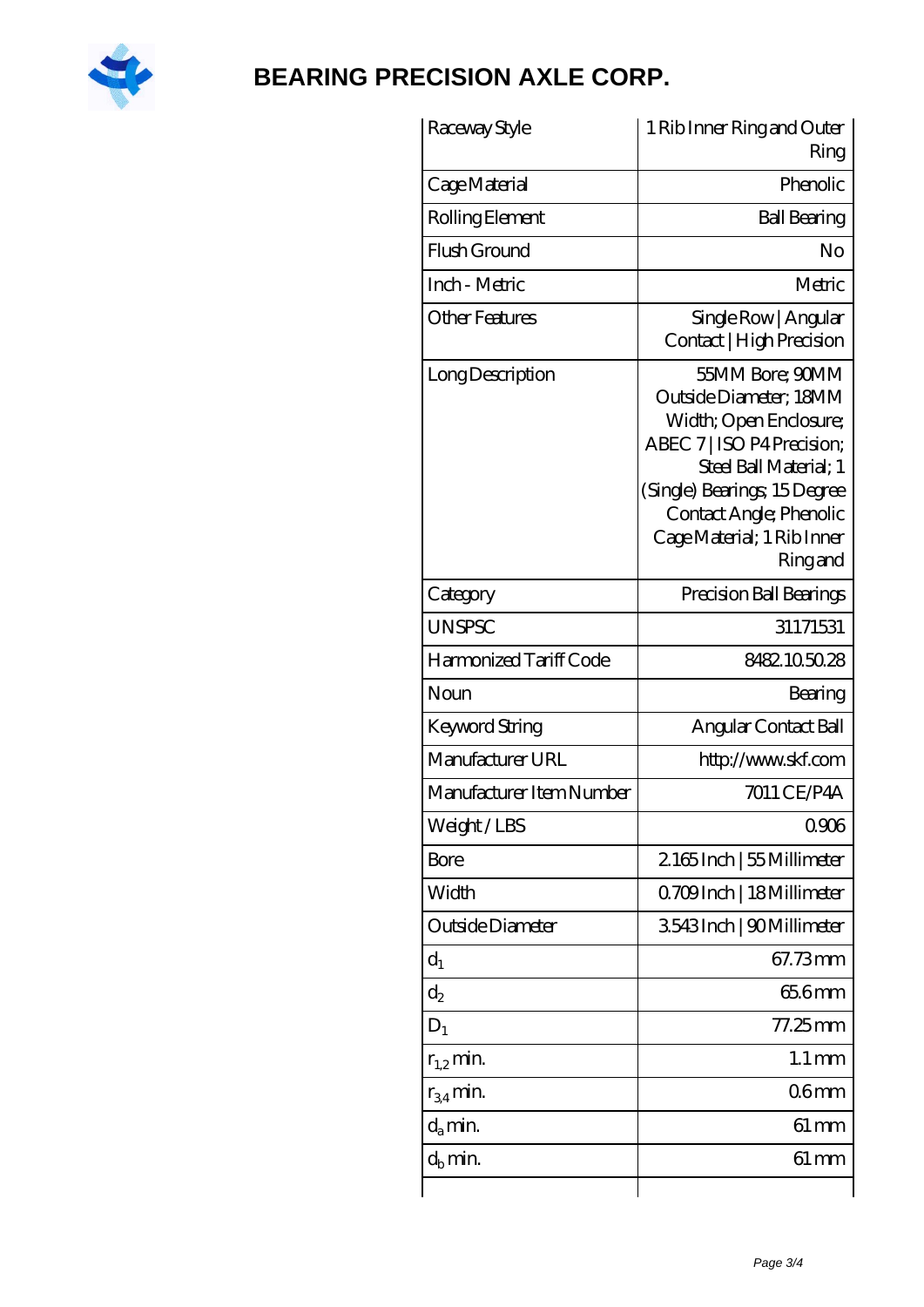| Raceway Style | 1 Rib Inner Ring and Outer Ring |
|---|---|
| Cage Material | Phenolic |
| Rolling Element | Ball Bearing |
| Flush Ground | No |
| Inch - Metric | Metric |
| Other Features | Single Row \| Angular Contact \| High Precision |
| Long Description | 55MM Bore; 90MM Outside Diameter; 18MM Width; Open Enclosure; ABEC 7 \| ISO P4 Precision; Steel Ball Material; 1 (Single) Bearings; 15 Degree Contact Angle; Phenolic Cage Material; 1 Rib Inner Ring and |
| Category | Precision Ball Bearings |
| UNSPSC | 31171531 |
| Harmonized Tariff Code | 8482.10.50.28 |
| Noun | Bearing |
| Keyword String | Angular Contact Ball |
| Manufacturer URL | http://www.skf.com |
| Manufacturer Item Number | 7011 CE/P4A |
| Weight / LBS | 0.906 |
| Bore | 2.165 Inch \| 55 Millimeter |
| Width | 0.709 Inch \| 18 Millimeter |
| Outside Diameter | 3.543 Inch \| 90 Millimeter |
| $d_1$ | 67.73 mm |
| $d_2$ | 65.6 mm |
| $D_1$ | 77.25 mm |
| $r_{1,2}$ min. | 1.1 mm |
| $r_{3,4}$ min. | 0.6 mm |
| $d_a$ min. | 61 mm |
| $d_b$ min. | 61 mm |
| | |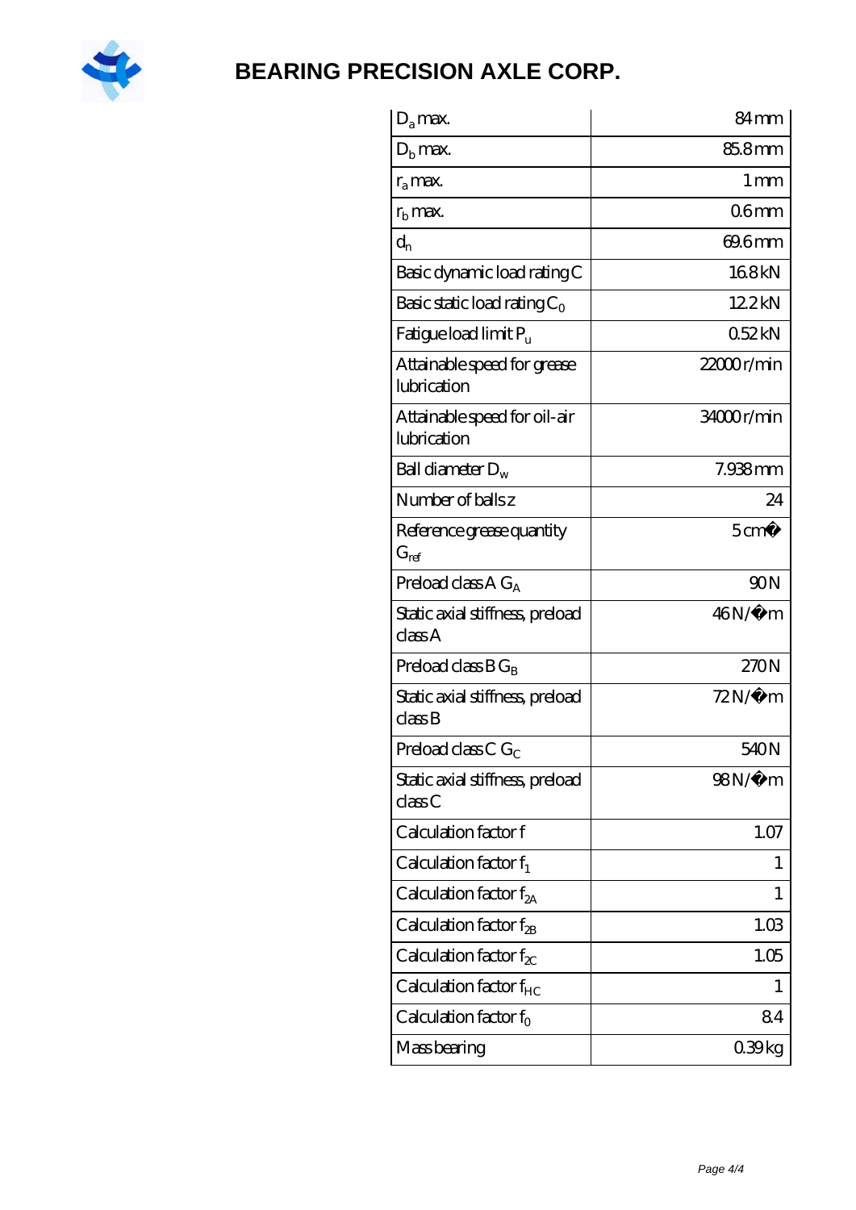| | |
|---|---|
| $D_a$ max. | 84 mm |
| $D_b$ max. | 85.8 mm |
| $r_a$ max. | 1 mm |
| $r_b$ max. | 0.6 mm |
| $d_n$ | 69.6 mm |
| Basic dynamic load rating C | 16.8 kN |
| Basic static load rating $C_0$ | 12.2 kN |
| Fatigue load limit $P_u$ | 0.52 kN |
| Attainable speed for grease lubrication | 22000 r/min |
| Attainable speed for oil-air lubrication | 34000 r/min |
| Ball diameter $D_w$ | 7.938 mm |
| Number of balls z | 24 |
| Reference grease quantity $G_{ref}$ | 5 cm� |
| Preload class A $G_A$ | 90 N |
| Static axial stiffness, preload class A | 46 N/�m |
| Preload class B $G_B$ | 270 N |
| Static axial stiffness, preload class B | 72 N/�m |
| Preload class C $G_C$ | 540 N |
| Static axial stiffness, preload class C | 98 N/�m |
| Calculation factor f | 1.07 |
| Calculation factor $f_1$ | 1 |
| Calculation factor $f_{2A}$ | 1 |
| Calculation factor $f_{2B}$ | 1.03 |
| Calculation factor $f_{2C}$ | 1.05 |
| Calculation factor $f_{HC}$ | 1 |
| Calculation factor $f_0$ | 8.4 |
| Mass bearing | 0.39 kg |